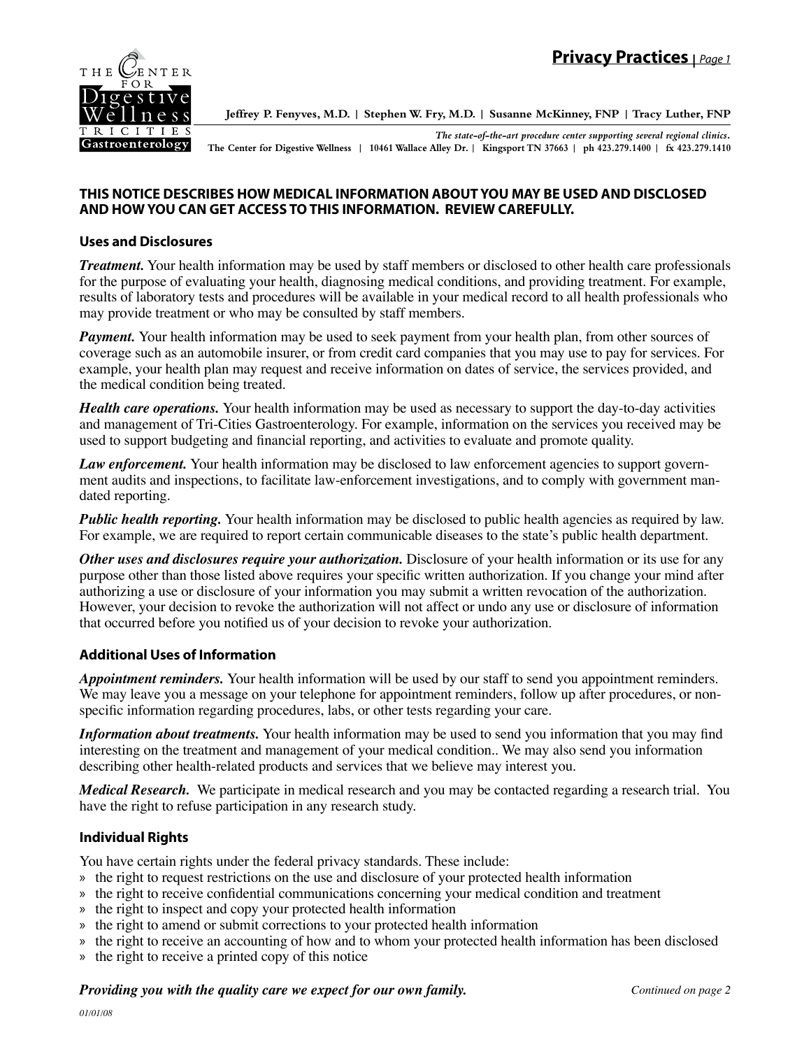# Privacy Practices

**The Center for Digestive Wellness — Tri-Cities Gastroenterology**

**Jeffrey P. Fenyves, M.D. | Stephen W. Fry, M.D. | Susanne McKinney, FNP | Tracy Luther, FNP**

*The state-of-the-art procedure center supporting several regional clinics.*

**The Center for Digestive Wellness | 10461 Wallace Alley Dr. | Kingsport TN 37663 | ph 423.279.1400 | fx 423.279.1410**

**THIS NOTICE DESCRIBES HOW MEDICAL INFORMATION ABOUT YOU MAY BE USED AND DISCLOSED AND HOW YOU CAN GET ACCESS TO THIS INFORMATION. REVIEW CAREFULLY.**

## Uses and Disclosures

***Treatment.*** Your health information may be used by staff members or disclosed to other health care professionals for the purpose of evaluating your health, diagnosing medical conditions, and providing treatment. For example, results of laboratory tests and procedures will be available in your medical record to all health professionals who may provide treatment or who may be consulted by staff members.

***Payment.*** Your health information may be used to seek payment from your health plan, from other sources of coverage such as an automobile insurer, or from credit card companies that you may use to pay for services. For example, your health plan may request and receive information on dates of service, the services provided, and the medical condition being treated.

***Health care operations.*** Your health information may be used as necessary to support the day-to-day activities and management of Tri-Cities Gastroenterology. For example, information on the services you received may be used to support budgeting and financial reporting, and activities to evaluate and promote quality.

***Law enforcement.*** Your health information may be disclosed to law enforcement agencies to support government audits and inspections, to facilitate law-enforcement investigations, and to comply with government mandated reporting.

***Public health reporting.*** Your health information may be disclosed to public health agencies as required by law. For example, we are required to report certain communicable diseases to the state's public health department.

***Other uses and disclosures require your authorization.*** Disclosure of your health information or its use for any purpose other than those listed above requires your specific written authorization. If you change your mind after authorizing a use or disclosure of your information you may submit a written revocation of the authorization. However, your decision to revoke the authorization will not affect or undo any use or disclosure of information that occurred before you notified us of your decision to revoke your authorization.

## Additional Uses of Information

***Appointment reminders.*** Your health information will be used by our staff to send you appointment reminders. We may leave you a message on your telephone for appointment reminders, follow up after procedures, or non-specific information regarding procedures, labs, or other tests regarding your care.

***Information about treatments.*** Your health information may be used to send you information that you may find interesting on the treatment and management of your medical condition.. We may also send you information describing other health-related products and services that we believe may interest you.

***Medical Research.*** We participate in medical research and you may be contacted regarding a research trial. You have the right to refuse participation in any research study.

## Individual Rights

You have certain rights under the federal privacy standards. These include:

- the right to request restrictions on the use and disclosure of your protected health information
- the right to receive confidential communications concerning your medical condition and treatment
- the right to inspect and copy your protected health information
- the right to amend or submit corrections to your protected health information
- the right to receive an accounting of how and to whom your protected health information has been disclosed
- the right to receive a printed copy of this notice

***Providing you with the quality care we expect for our own family.***

*Continued on page 2*

*01/01/08*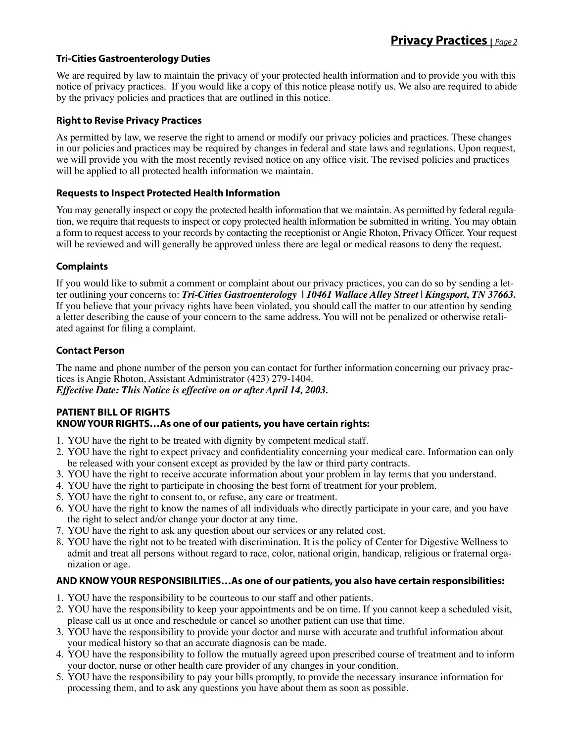### Tri-Cities Gastroenterology Duties

We are required by law to maintain the privacy of your protected health information and to provide you with this notice of privacy practices. If you would like a copy of this notice please notify us. We also are required to abide by the privacy policies and practices that are outlined in this notice.

### Right to Revise Privacy Practices

As permitted by law, we reserve the right to amend or modify our privacy policies and practices. These changes in our policies and practices may be required by changes in federal and state laws and regulations. Upon request, we will provide you with the most recently revised notice on any office visit. The revised policies and practices will be applied to all protected health information we maintain.

### Requests to Inspect Protected Health Information

You may generally inspect or copy the protected health information that we maintain. As permitted by federal regulation, we require that requests to inspect or copy protected health information be submitted in writing. You may obtain a form to request access to your records by contacting the receptionist or Angie Rhoton, Privacy Officer. Your request will be reviewed and will generally be approved unless there are legal or medical reasons to deny the request.

### Complaints

If you would like to submit a comment or complaint about our privacy practices, you can do so by sending a letter outlining your concerns to: ***Tri-Cities Gastroenterology | 10461 Wallace Alley Street | Kingsport, TN 37663.*** If you believe that your privacy rights have been violated, you should call the matter to our attention by sending a letter describing the cause of your concern to the same address. You will not be penalized or otherwise retaliated against for filing a complaint.

### Contact Person

The name and phone number of the person you can contact for further information concerning our privacy practices is Angie Rhoton, Assistant Administrator (423) 279-1404.
***Effective Date: This Notice is effective on or after April 14, 2003.***

### PATIENT BILL OF RIGHTS
### KNOW YOUR RIGHTS…As one of our patients, you have certain rights:

1. YOU have the right to be treated with dignity by competent medical staff.
2. YOU have the right to expect privacy and confidentiality concerning your medical care. Information can only be released with your consent except as provided by the law or third party contracts.
3. YOU have the right to receive accurate information about your problem in lay terms that you understand.
4. YOU have the right to participate in choosing the best form of treatment for your problem.
5. YOU have the right to consent to, or refuse, any care or treatment.
6. YOU have the right to know the names of all individuals who directly participate in your care, and you have the right to select and/or change your doctor at any time.
7. YOU have the right to ask any question about our services or any related cost.
8. YOU have the right not to be treated with discrimination. It is the policy of Center for Digestive Wellness to admit and treat all persons without regard to race, color, national origin, handicap, religious or fraternal organization or age.

### AND KNOW YOUR RESPONSIBILITIES…As one of our patients, you also have certain responsibilities:

1. YOU have the responsibility to be courteous to our staff and other patients.
2. YOU have the responsibility to keep your appointments and be on time. If you cannot keep a scheduled visit, please call us at once and reschedule or cancel so another patient can use that time.
3. YOU have the responsibility to provide your doctor and nurse with accurate and truthful information about your medical history so that an accurate diagnosis can be made.
4. YOU have the responsibility to follow the mutually agreed upon prescribed course of treatment and to inform your doctor, nurse or other health care provider of any changes in your condition.
5. YOU have the responsibility to pay your bills promptly, to provide the necessary insurance information for processing them, and to ask any questions you have about them as soon as possible.